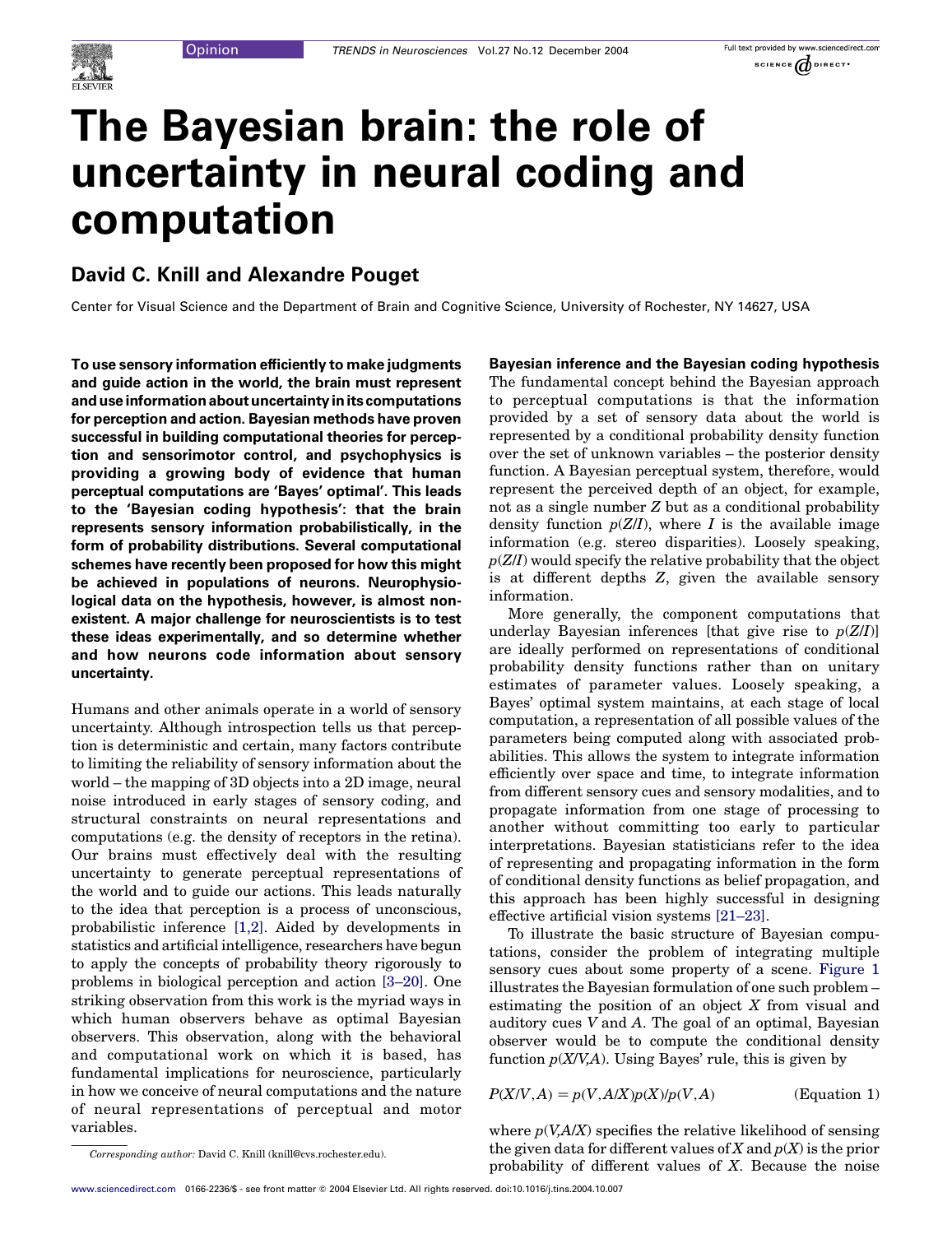Opinion

# The Bayesian brain: the role of uncertainty in neural coding and computation

## David C. Knill and Alexandre Pouget

Center for Visual Science and the Department of Brain and Cognitive Science, University of Rochester, NY 14627, USA

**To use sensory information efficiently to make judgments and guide action in the world, the brain must represent and use information about uncertainty in its computations for perception and action. Bayesian methods have proven successful in building computational theories for perception and sensorimotor control, and psychophysics is providing a growing body of evidence that human perceptual computations are 'Bayes' optimal'. This leads to the 'Bayesian coding hypothesis': that the brain represents sensory information probabilistically, in the form of probability distributions. Several computational schemes have recently been proposed for how this might be achieved in populations of neurons. Neurophysiological data on the hypothesis, however, is almost nonexistent. A major challenge for neuroscientists is to test these ideas experimentally, and so determine whether and how neurons code information about sensory uncertainty.**

Humans and other animals operate in a world of sensory uncertainty. Although introspection tells us that perception is deterministic and certain, many factors contribute to limiting the reliability of sensory information about the world – the mapping of 3D objects into a 2D image, neural noise introduced in early stages of sensory coding, and structural constraints on neural representations and computations (e.g. the density of receptors in the retina). Our brains must effectively deal with the resulting uncertainty to generate perceptual representations of the world and to guide our actions. This leads naturally to the idea that perception is a process of unconscious, probabilistic inference [1,2]. Aided by developments in statistics and artificial intelligence, researchers have begun to apply the concepts of probability theory rigorously to problems in biological perception and action [3–20]. One striking observation from this work is the myriad ways in which human observers behave as optimal Bayesian observers. This observation, along with the behavioral and computational work on which it is based, has fundamental implications for neuroscience, particularly in how we conceive of neural computations and the nature of neural representations of perceptual and motor variables.

Corresponding author: David C. Knill (knill@cvs.rochester.edu).

### Bayesian inference and the Bayesian coding hypothesis

The fundamental concept behind the Bayesian approach to perceptual computations is that the information provided by a set of sensory data about the world is represented by a conditional probability density function over the set of unknown variables – the posterior density function. A Bayesian perceptual system, therefore, would represent the perceived depth of an object, for example, not as a single number $Z$ but as a conditional probability density function $p(Z/I)$, where $I$ is the available image information (e.g. stereo disparities). Loosely speaking, $p(Z/I)$ would specify the relative probability that the object is at different depths $Z$, given the available sensory information.

More generally, the component computations that underlay Bayesian inferences [that give rise to $p(Z/I)$] are ideally performed on representations of conditional probability density functions rather than on unitary estimates of parameter values. Loosely speaking, a Bayes' optimal system maintains, at each stage of local computation, a representation of all possible values of the parameters being computed along with associated probabilities. This allows the system to integrate information efficiently over space and time, to integrate information from different sensory cues and sensory modalities, and to propagate information from one stage of processing to another without committing too early to particular interpretations. Bayesian statisticians refer to the idea of representing and propagating information in the form of conditional density functions as belief propagation, and this approach has been highly successful in designing effective artificial vision systems [21–23].

To illustrate the basic structure of Bayesian computations, consider the problem of integrating multiple sensory cues about some property of a scene. Figure 1 illustrates the Bayesian formulation of one such problem – estimating the position of an object $X$ from visual and auditory cues $V$ and $A$. The goal of an optimal, Bayesian observer would be to compute the conditional density function $p(X/V,A)$. Using Bayes' rule, this is given by

$$P(X/V,A) = p(V,A/X)p(X)/p(V,A) \qquad \text{(Equation 1)}$$

where $p(V,A/X)$ specifies the relative likelihood of sensing the given data for different values of $X$ and $p(X)$ is the prior probability of different values of $X$. Because the noise

www.sciencedirect.com 0166-2236/$ - see front matter © 2004 Elsevier Ltd. All rights reserved. doi:10.1016/j.tins.2004.10.007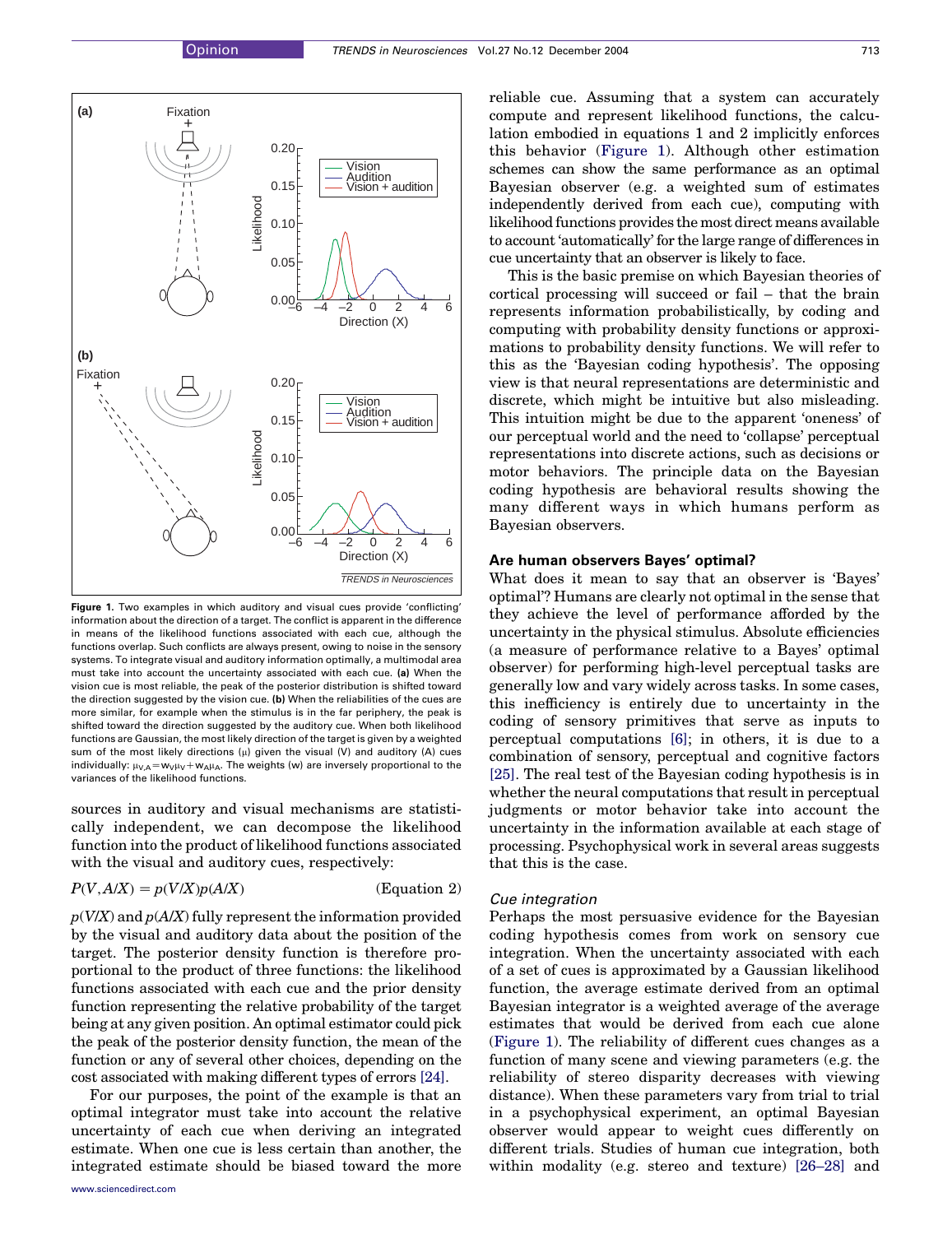**Figure 1.** Two examples in which auditory and visual cues provide 'conflicting' information about the direction of a target. The conflict is apparent in the difference in means of the likelihood functions associated with each cue, although the functions overlap. Such conflicts are always present, owing to noise in the sensory systems. To integrate visual and auditory information optimally, a multimodal area must take into account the uncertainty associated with each cue. **(a)** When the vision cue is most reliable, the peak of the posterior distribution is shifted toward the direction suggested by the vision cue. **(b)** When the reliabilities of the cues are more similar, for example when the stimulus is in the far periphery, the peak is shifted toward the direction suggested by the auditory cue. When both likelihood functions are Gaussian, the most likely direction of the target is given by a weighted sum of the most likely directions ($\mu$) given the visual (V) and auditory (A) cues individually: $\mu_{V,A} = w_V\mu_V + w_A\mu_A$. The weights (w) are inversely proportional to the variances of the likelihood functions.

sources in auditory and visual mechanisms are statistically independent, we can decompose the likelihood function into the product of likelihood functions associated with the visual and auditory cues, respectively:

$$P(V,A/X) = p(V/X)p(A/X) \qquad \text{(Equation 2)}$$

$p(V/X)$ and $p(A/X)$ fully represent the information provided by the visual and auditory data about the position of the target. The posterior density function is therefore proportional to the product of three functions: the likelihood functions associated with each cue and the prior density function representing the relative probability of the target being at any given position. An optimal estimator could pick the peak of the posterior density function, the mean of the function or any of several other choices, depending on the cost associated with making different types of errors [24].

For our purposes, the point of the example is that an optimal integrator must take into account the relative uncertainty of each cue when deriving an integrated estimate. When one cue is less certain than another, the integrated estimate should be biased toward the more reliable cue. Assuming that a system can accurately compute and represent likelihood functions, the calculation embodied in equations 1 and 2 implicitly enforces this behavior (Figure 1). Although other estimation schemes can show the same performance as an optimal Bayesian observer (e.g. a weighted sum of estimates independently derived from each cue), computing with likelihood functions provides the most direct means available to account 'automatically' for the large range of differences in cue uncertainty that an observer is likely to face.

This is the basic premise on which Bayesian theories of cortical processing will succeed or fail – that the brain represents information probabilistically, by coding and computing with probability density functions or approximations to probability density functions. We will refer to this as the 'Bayesian coding hypothesis'. The opposing view is that neural representations are deterministic and discrete, which might be intuitive but also misleading. This intuition might be due to the apparent 'oneness' of our perceptual world and the need to 'collapse' perceptual representations into discrete actions, such as decisions or motor behaviors. The principle data on the Bayesian coding hypothesis are behavioral results showing the many different ways in which humans perform as Bayesian observers.

## Are human observers Bayes' optimal?

What does it mean to say that an observer is 'Bayes' optimal'? Humans are clearly not optimal in the sense that they achieve the level of performance afforded by the uncertainty in the physical stimulus. Absolute efficiencies (a measure of performance relative to a Bayes' optimal observer) for performing high-level perceptual tasks are generally low and vary widely across tasks. In some cases, this inefficiency is entirely due to uncertainty in the coding of sensory primitives that serve as inputs to perceptual computations [6]; in others, it is due to a combination of sensory, perceptual and cognitive factors [25]. The real test of the Bayesian coding hypothesis is in whether the neural computations that result in perceptual judgments or motor behavior take into account the uncertainty in the information available at each stage of processing. Psychophysical work in several areas suggests that this is the case.

### *Cue integration*

Perhaps the most persuasive evidence for the Bayesian coding hypothesis comes from work on sensory cue integration. When the uncertainty associated with each of a set of cues is approximated by a Gaussian likelihood function, the average estimate derived from an optimal Bayesian integrator is a weighted average of the average estimates that would be derived from each cue alone (Figure 1). The reliability of different cues changes as a function of many scene and viewing parameters (e.g. the reliability of stereo disparity decreases with viewing distance). When these parameters vary from trial to trial in a psychophysical experiment, an optimal Bayesian observer would appear to weight cues differently on different trials. Studies of human cue integration, both within modality (e.g. stereo and texture) [26–28] and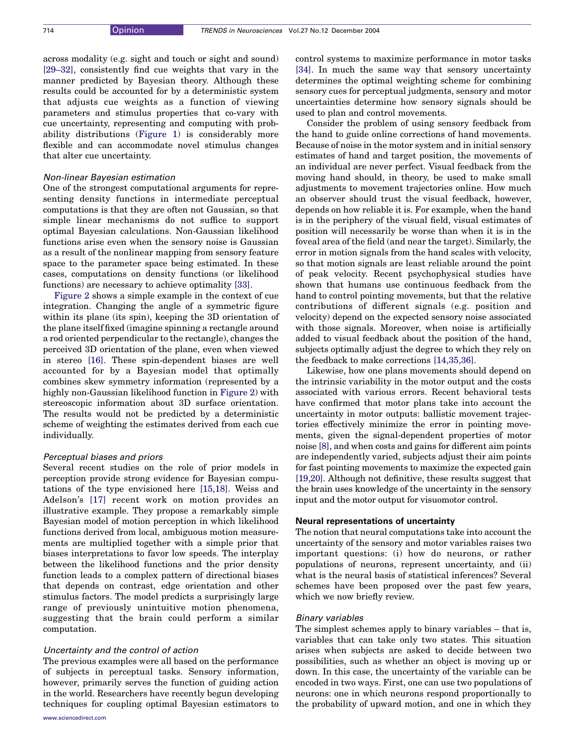across modality (e.g. sight and touch or sight and sound) [29–32], consistently find cue weights that vary in the manner predicted by Bayesian theory. Although these results could be accounted for by a deterministic system that adjusts cue weights as a function of viewing parameters and stimulus properties that co-vary with cue uncertainty, representing and computing with probability distributions (Figure 1) is considerably more flexible and can accommodate novel stimulus changes that alter cue uncertainty.

### *Non-linear Bayesian estimation*

One of the strongest computational arguments for representing density functions in intermediate perceptual computations is that they are often not Gaussian, so that simple linear mechanisms do not suffice to support optimal Bayesian calculations. Non-Gaussian likelihood functions arise even when the sensory noise is Gaussian as a result of the nonlinear mapping from sensory feature space to the parameter space being estimated. In these cases, computations on density functions (or likelihood functions) are necessary to achieve optimality [33].

Figure 2 shows a simple example in the context of cue integration. Changing the angle of a symmetric figure within its plane (its spin), keeping the 3D orientation of the plane itself fixed (imagine spinning a rectangle around a rod oriented perpendicular to the rectangle), changes the perceived 3D orientation of the plane, even when viewed in stereo [16]. These spin-dependent biases are well accounted for by a Bayesian model that optimally combines skew symmetry information (represented by a highly non-Gaussian likelihood function in Figure 2) with stereoscopic information about 3D surface orientation. The results would not be predicted by a deterministic scheme of weighting the estimates derived from each cue individually.

### *Perceptual biases and priors*

Several recent studies on the role of prior models in perception provide strong evidence for Bayesian computations of the type envisioned here [15,18]. Weiss and Adelson's [17] recent work on motion provides an illustrative example. They propose a remarkably simple Bayesian model of motion perception in which likelihood functions derived from local, ambiguous motion measurements are multiplied together with a simple prior that biases interpretations to favor low speeds. The interplay between the likelihood functions and the prior density function leads to a complex pattern of directional biases that depends on contrast, edge orientation and other stimulus factors. The model predicts a surprisingly large range of previously unintuitive motion phenomena, suggesting that the brain could perform a similar computation.

### *Uncertainty and the control of action*

The previous examples were all based on the performance of subjects in perceptual tasks. Sensory information, however, primarily serves the function of guiding action in the world. Researchers have recently begun developing techniques for coupling optimal Bayesian estimators to control systems to maximize performance in motor tasks [34]. In much the same way that sensory uncertainty determines the optimal weighting scheme for combining sensory cues for perceptual judgments, sensory and motor uncertainties determine how sensory signals should be used to plan and control movements.

Consider the problem of using sensory feedback from the hand to guide online corrections of hand movements. Because of noise in the motor system and in initial sensory estimates of hand and target position, the movements of an individual are never perfect. Visual feedback from the moving hand should, in theory, be used to make small adjustments to movement trajectories online. How much an observer should trust the visual feedback, however, depends on how reliable it is. For example, when the hand is in the periphery of the visual field, visual estimates of position will necessarily be worse than when it is in the foveal area of the field (and near the target). Similarly, the error in motion signals from the hand scales with velocity, so that motion signals are least reliable around the point of peak velocity. Recent psychophysical studies have shown that humans use continuous feedback from the hand to control pointing movements, but that the relative contributions of different signals (e.g. position and velocity) depend on the expected sensory noise associated with those signals. Moreover, when noise is artificially added to visual feedback about the position of the hand, subjects optimally adjust the degree to which they rely on the feedback to make corrections [14,35,36].

Likewise, how one plans movements should depend on the intrinsic variability in the motor output and the costs associated with various errors. Recent behavioral tests have confirmed that motor plans take into account the uncertainty in motor outputs: ballistic movement trajectories effectively minimize the error in pointing movements, given the signal-dependent properties of motor noise [8], and when costs and gains for different aim points are independently varied, subjects adjust their aim points for fast pointing movements to maximize the expected gain [19,20]. Although not definitive, these results suggest that the brain uses knowledge of the uncertainty in the sensory input and the motor output for visuomotor control.

## Neural representations of uncertainty

The notion that neural computations take into account the uncertainty of the sensory and motor variables raises two important questions: (i) how do neurons, or rather populations of neurons, represent uncertainty, and (ii) what is the neural basis of statistical inferences? Several schemes have been proposed over the past few years, which we now briefly review.

### *Binary variables*

The simplest schemes apply to binary variables – that is, variables that can take only two states. This situation arises when subjects are asked to decide between two possibilities, such as whether an object is moving up or down. In this case, the uncertainty of the variable can be encoded in two ways. First, one can use two populations of neurons: one in which neurons respond proportionally to the probability of upward motion, and one in which they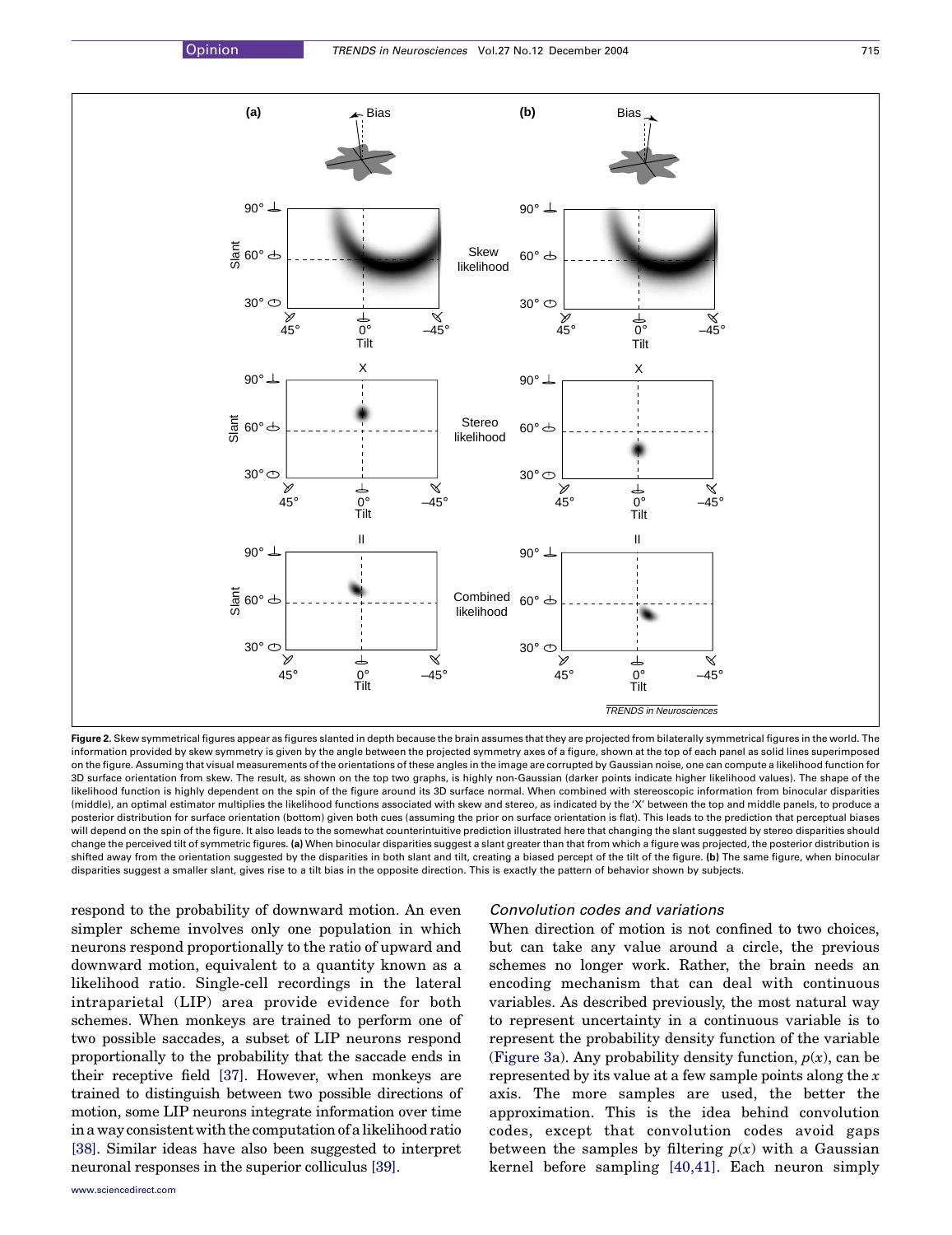**Figure 2.** Skew symmetrical figures appear as figures slanted in depth because the brain assumes that they are projected from bilaterally symmetrical figures in the world. The information provided by skew symmetry is given by the angle between the projected symmetry axes of a figure, shown at the top of each panel as solid lines superimposed on the figure. Assuming that visual measurements of the orientations of these angles in the image are corrupted by Gaussian noise, one can compute a likelihood function for 3D surface orientation from skew. The result, as shown on the top two graphs, is highly non-Gaussian (darker points indicate higher likelihood values). The shape of the likelihood function is highly dependent on the spin of the figure around its 3D surface normal. When combined with stereoscopic information from binocular disparities (middle), an optimal estimator multiplies the likelihood functions associated with skew and stereo, as indicated by the 'X' between the top and middle panels, to produce a posterior distribution for surface orientation (bottom) given both cues (assuming the prior on surface orientation is flat). This leads to the prediction that perceptual biases will depend on the spin of the figure. It also leads to the somewhat counterintuitive prediction illustrated here that changing the slant suggested by stereo disparities should change the perceived tilt of symmetric figures. **(a)** When binocular disparities suggest a slant greater than that from which a figure was projected, the posterior distribution is shifted away from the orientation suggested by the disparities in both slant and tilt, creating a biased percept of the tilt of the figure. **(b)** The same figure, when binocular disparities suggest a smaller slant, gives rise to a tilt bias in the opposite direction. This is exactly the pattern of behavior shown by subjects.

respond to the probability of downward motion. An even simpler scheme involves only one population in which neurons respond proportionally to the ratio of upward and downward motion, equivalent to a quantity known as a likelihood ratio. Single-cell recordings in the lateral intraparietal (LIP) area provide evidence for both schemes. When monkeys are trained to perform one of two possible saccades, a subset of LIP neurons respond proportionally to the probability that the saccade ends in their receptive field [37]. However, when monkeys are trained to distinguish between two possible directions of motion, some LIP neurons integrate information over time in a way consistent with the computation of a likelihood ratio [38]. Similar ideas have also been suggested to interpret neuronal responses in the superior colliculus [39].

### *Convolution codes and variations*

When direction of motion is not confined to two choices, but can take any value around a circle, the previous schemes no longer work. Rather, the brain needs an encoding mechanism that can deal with continuous variables. As described previously, the most natural way to represent uncertainty in a continuous variable is to represent the probability density function of the variable (Figure 3a). Any probability density function, $p(x)$, can be represented by its value at a few sample points along the $x$ axis. The more samples are used, the better the approximation. This is the idea behind convolution codes, except that convolution codes avoid gaps between the samples by filtering $p(x)$ with a Gaussian kernel before sampling [40,41]. Each neuron simply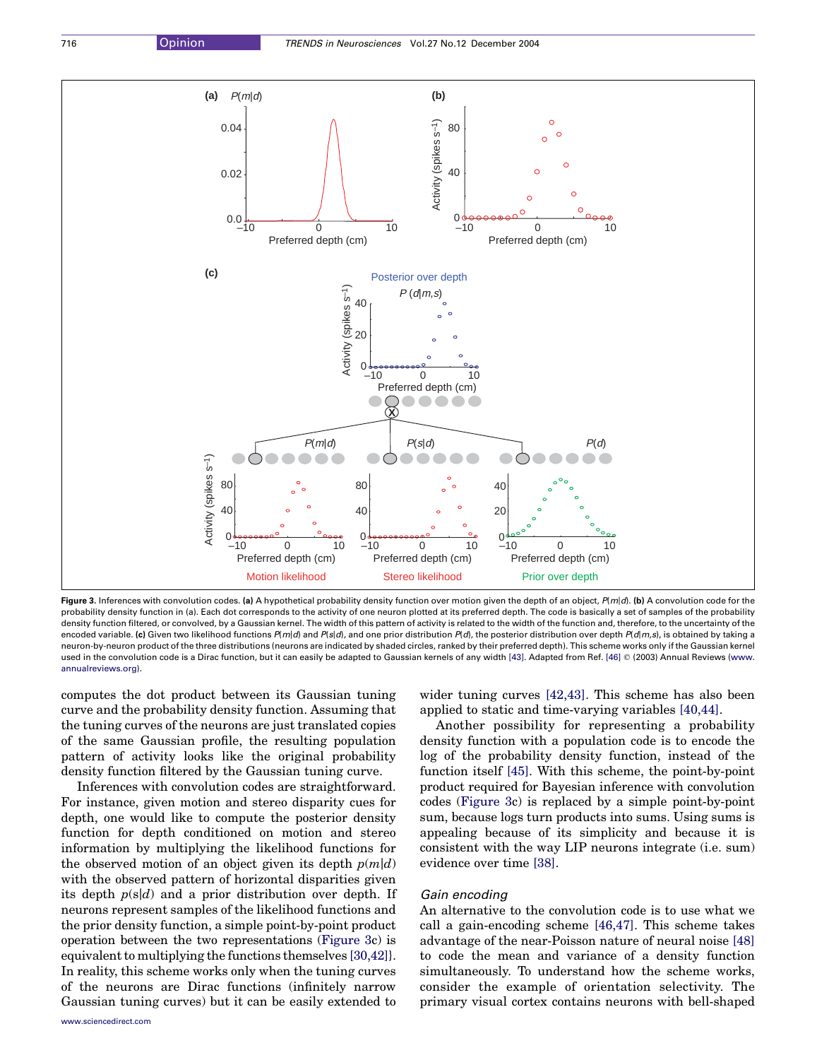**Figure 3.** Inferences with convolution codes. **(a)** A hypothetical probability density function over motion given the depth of an object, $P(m|d)$. **(b)** A convolution code for the probability density function in (a). Each dot corresponds to the activity of one neuron plotted at its preferred depth. The code is basically a set of samples of the probability density function filtered, or convolved, by a Gaussian kernel. The width of this pattern of activity is related to the width of the function and, therefore, to the uncertainty of the encoded variable. **(c)** Given two likelihood functions $P(m|d)$ and $P(s|d)$, and one prior distribution $P(d)$, the posterior distribution over depth $P(d|m,s)$, is obtained by taking a neuron-by-neuron product of the three distributions (neurons are indicated by shaded circles, ranked by their preferred depth). This scheme works only if the Gaussian kernel used in the convolution code is a Dirac function, but it can easily be adapted to Gaussian kernels of any width [43]. Adapted from Ref. [46] © (2003) Annual Reviews (www.annualreviews.org).

computes the dot product between its Gaussian tuning curve and the probability density function. Assuming that the tuning curves of the neurons are just translated copies of the same Gaussian profile, the resulting population pattern of activity looks like the original probability density function filtered by the Gaussian tuning curve.

Inferences with convolution codes are straightforward. For instance, given motion and stereo disparity cues for depth, one would like to compute the posterior density function for depth conditioned on motion and stereo information by multiplying the likelihood functions for the observed motion of an object given its depth $p(m|d)$ with the observed pattern of horizontal disparities given its depth $p(s|d)$ and a prior distribution over depth. If neurons represent samples of the likelihood functions and the prior density function, a simple point-by-point product operation between the two representations (Figure 3c) is equivalent to multiplying the functions themselves [30,42]). In reality, this scheme works only when the tuning curves of the neurons are Dirac functions (infinitely narrow Gaussian tuning curves) but it can be easily extended to wider tuning curves [42,43]. This scheme has also been applied to static and time-varying variables [40,44].

Another possibility for representing a probability density function with a population code is to encode the log of the probability density function, instead of the function itself [45]. With this scheme, the point-by-point product required for Bayesian inference with convolution codes (Figure 3c) is replaced by a simple point-by-point sum, because logs turn products into sums. Using sums is appealing because of its simplicity and because it is consistent with the way LIP neurons integrate (i.e. sum) evidence over time [38].

### *Gain encoding*

An alternative to the convolution code is to use what we call a gain-encoding scheme [46,47]. This scheme takes advantage of the near-Poisson nature of neural noise [48] to code the mean and variance of a density function simultaneously. To understand how the scheme works, consider the example of orientation selectivity. The primary visual cortex contains neurons with bell-shaped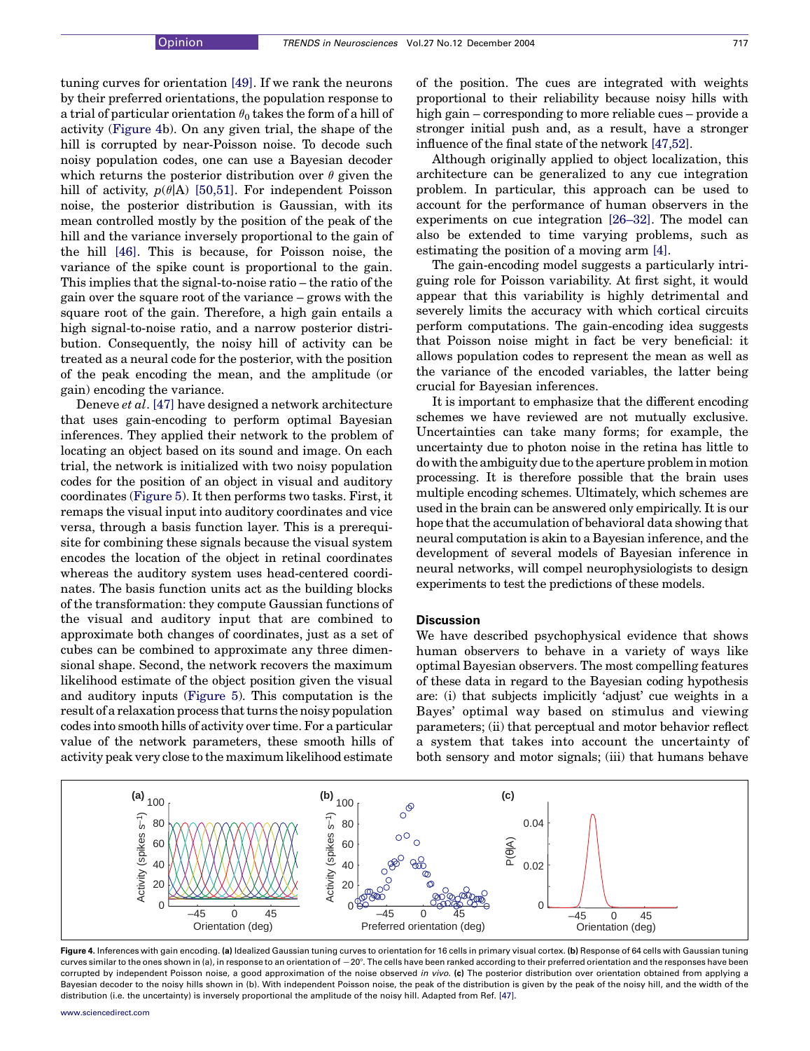tuning curves for orientation [49]. If we rank the neurons by their preferred orientations, the population response to a trial of particular orientation $\theta_0$ takes the form of a hill of activity (Figure 4b). On any given trial, the shape of the hill is corrupted by near-Poisson noise. To decode such noisy population codes, one can use a Bayesian decoder which returns the posterior distribution over $\theta$ given the hill of activity, $p(\theta|A)$ [50,51]. For independent Poisson noise, the posterior distribution is Gaussian, with its mean controlled mostly by the position of the peak of the hill and the variance inversely proportional to the gain of the hill [46]. This is because, for Poisson noise, the variance of the spike count is proportional to the gain. This implies that the signal-to-noise ratio – the ratio of the gain over the square root of the variance – grows with the square root of the gain. Therefore, a high gain entails a high signal-to-noise ratio, and a narrow posterior distribution. Consequently, the noisy hill of activity can be treated as a neural code for the posterior, with the position of the peak encoding the mean, and the amplitude (or gain) encoding the variance.

Deneve *et al*. [47] have designed a network architecture that uses gain-encoding to perform optimal Bayesian inferences. They applied their network to the problem of locating an object based on its sound and image. On each trial, the network is initialized with two noisy population codes for the position of an object in visual and auditory coordinates (Figure 5). It then performs two tasks. First, it remaps the visual input into auditory coordinates and vice versa, through a basis function layer. This is a prerequisite for combining these signals because the visual system encodes the location of the object in retinal coordinates whereas the auditory system uses head-centered coordinates. The basis function units act as the building blocks of the transformation: they compute Gaussian functions of the visual and auditory input that are combined to approximate both changes of coordinates, just as a set of cubes can be combined to approximate any three dimensional shape. Second, the network recovers the maximum likelihood estimate of the object position given the visual and auditory inputs (Figure 5). This computation is the result of a relaxation process that turns the noisy population codes into smooth hills of activity over time. For a particular value of the network parameters, these smooth hills of activity peak very close to the maximum likelihood estimate of the position. The cues are integrated with weights proportional to their reliability because noisy hills with high gain – corresponding to more reliable cues – provide a stronger initial push and, as a result, have a stronger influence of the final state of the network [47,52].

Although originally applied to object localization, this architecture can be generalized to any cue integration problem. In particular, this approach can be used to account for the performance of human observers in the experiments on cue integration [26–32]. The model can also be extended to time varying problems, such as estimating the position of a moving arm [4].

The gain-encoding model suggests a particularly intriguing role for Poisson variability. At first sight, it would appear that this variability is highly detrimental and severely limits the accuracy with which cortical circuits perform computations. The gain-encoding idea suggests that Poisson noise might in fact be very beneficial: it allows population codes to represent the mean as well as the variance of the encoded variables, the latter being crucial for Bayesian inferences.

It is important to emphasize that the different encoding schemes we have reviewed are not mutually exclusive. Uncertainties can take many forms; for example, the uncertainty due to photon noise in the retina has little to do with the ambiguity due to the aperture problem in motion processing. It is therefore possible that the brain uses multiple encoding schemes. Ultimately, which schemes are used in the brain can be answered only empirically. It is our hope that the accumulation of behavioral data showing that neural computation is akin to a Bayesian inference, and the development of several models of Bayesian inference in neural networks, will compel neurophysiologists to design experiments to test the predictions of these models.

## Discussion

We have described psychophysical evidence that shows human observers to behave in a variety of ways like optimal Bayesian observers. The most compelling features of these data in regard to the Bayesian coding hypothesis are: (i) that subjects implicitly 'adjust' cue weights in a Bayes' optimal way based on stimulus and viewing parameters; (ii) that perceptual and motor behavior reflect a system that takes into account the uncertainty of both sensory and motor signals; (iii) that humans behave

**Figure 4.** Inferences with gain encoding. **(a)** Idealized Gaussian tuning curves to orientation for 16 cells in primary visual cortex. **(b)** Response of 64 cells with Gaussian tuning curves similar to the ones shown in (a), in response to an orientation of −20°. The cells have been ranked according to their preferred orientation and the responses have been corrupted by independent Poisson noise, a good approximation of the noise observed *in vivo*. **(c)** The posterior distribution over orientation obtained from applying a Bayesian decoder to the noisy hills shown in (b). With independent Poisson noise, the peak of the distribution is given by the peak of the noisy hill, and the width of the distribution (i.e. the uncertainty) is inversely proportional the amplitude of the noisy hill. Adapted from Ref. [47].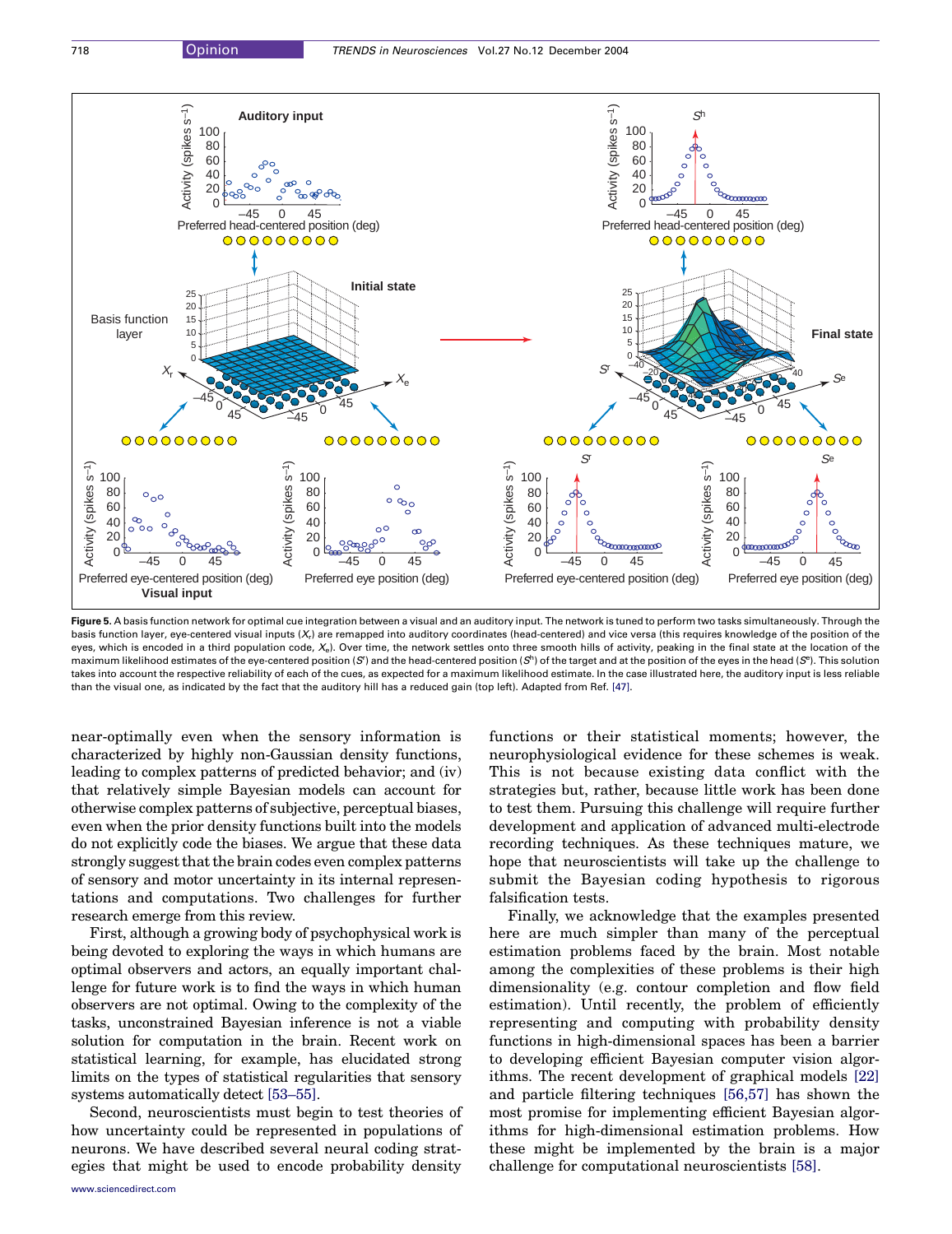**Figure 5.** A basis function network for optimal cue integration between a visual and an auditory input. The network is tuned to perform two tasks simultaneously. Through the basis function layer, eye-centered visual inputs ($X_r$) are remapped into auditory coordinates (head-centered) and vice versa (this requires knowledge of the position of the eyes, which is encoded in a third population code, $X_e$). Over time, the network settles onto three smooth hills of activity, peaking in the final state at the location of the maximum likelihood estimates of the eye-centered position ($S^r$) and the head-centered position ($S^h$) of the target and at the position of the eyes in the head ($S^e$). This solution takes into account the respective reliability of each of the cues, as expected for a maximum likelihood estimate. In the case illustrated here, the auditory input is less reliable than the visual one, as indicated by the fact that the auditory hill has a reduced gain (top left). Adapted from Ref. [47].

near-optimally even when the sensory information is characterized by highly non-Gaussian density functions, leading to complex patterns of predicted behavior; and (iv) that relatively simple Bayesian models can account for otherwise complex patterns of subjective, perceptual biases, even when the prior density functions built into the models do not explicitly code the biases. We argue that these data strongly suggest that the brain codes even complex patterns of sensory and motor uncertainty in its internal representations and computations. Two challenges for further research emerge from this review.

First, although a growing body of psychophysical work is being devoted to exploring the ways in which humans are optimal observers and actors, an equally important challenge for future work is to find the ways in which human observers are not optimal. Owing to the complexity of the tasks, unconstrained Bayesian inference is not a viable solution for computation in the brain. Recent work on statistical learning, for example, has elucidated strong limits on the types of statistical regularities that sensory systems automatically detect [53–55].

Second, neuroscientists must begin to test theories of how uncertainty could be represented in populations of neurons. We have described several neural coding strategies that might be used to encode probability density functions or their statistical moments; however, the neurophysiological evidence for these schemes is weak. This is not because existing data conflict with the strategies but, rather, because little work has been done to test them. Pursuing this challenge will require further development and application of advanced multi-electrode recording techniques. As these techniques mature, we hope that neuroscientists will take up the challenge to submit the Bayesian coding hypothesis to rigorous falsification tests.

Finally, we acknowledge that the examples presented here are much simpler than many of the perceptual estimation problems faced by the brain. Most notable among the complexities of these problems is their high dimensionality (e.g. contour completion and flow field estimation). Until recently, the problem of efficiently representing and computing with probability density functions in high-dimensional spaces has been a barrier to developing efficient Bayesian computer vision algorithms. The recent development of graphical models [22] and particle filtering techniques [56,57] has shown the most promise for implementing efficient Bayesian algorithms for high-dimensional estimation problems. How these might be implemented by the brain is a major challenge for computational neuroscientists [58].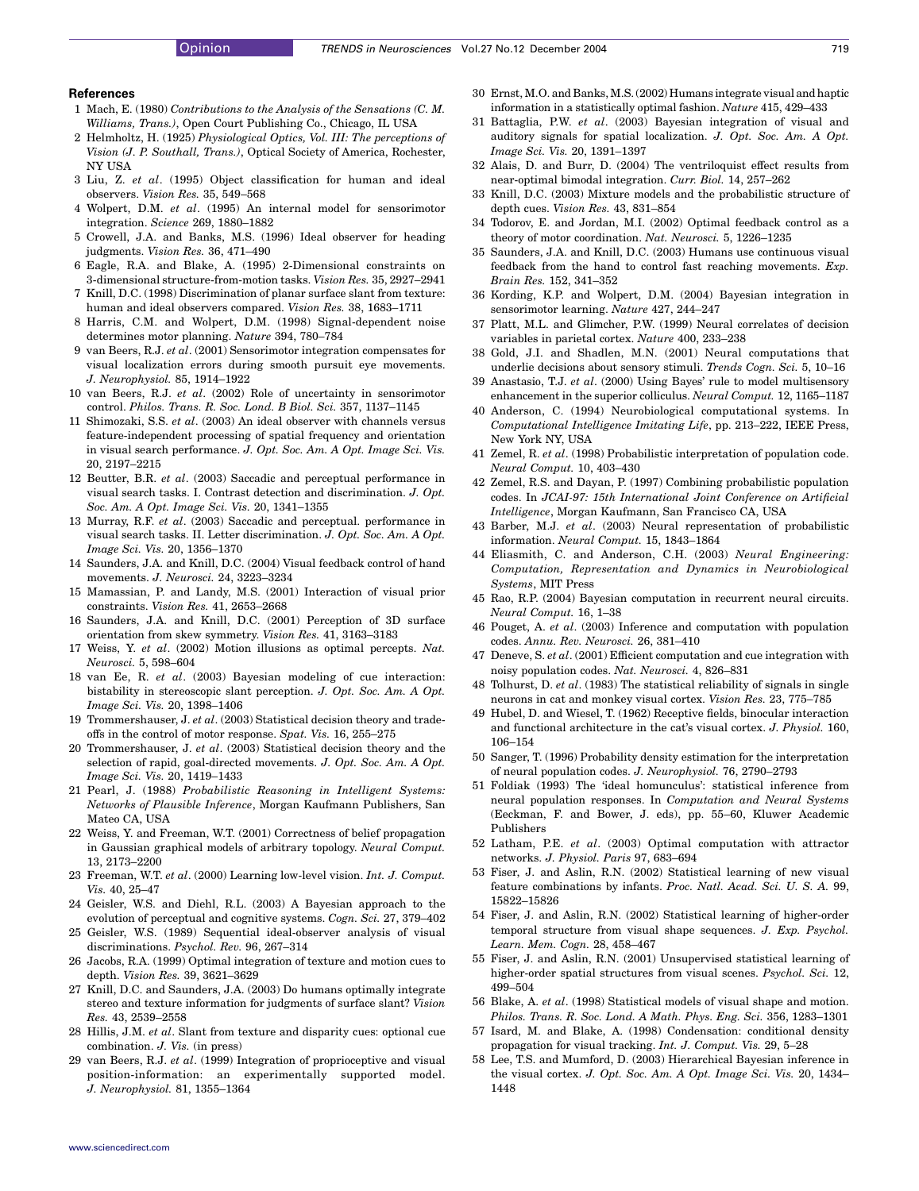## References

1 Mach, E. (1980) *Contributions to the Analysis of the Sensations (C. M. Williams, Trans.)*, Open Court Publishing Co., Chicago, IL USA

2 Helmholtz, H. (1925) *Physiological Optics, Vol. III: The perceptions of Vision (J. P. Southall, Trans.)*, Optical Society of America, Rochester, NY USA

3 Liu, Z. *et al*. (1995) Object classification for human and ideal observers. *Vision Res.* 35, 549–568

4 Wolpert, D.M. *et al*. (1995) An internal model for sensorimotor integration. *Science* 269, 1880–1882

5 Crowell, J.A. and Banks, M.S. (1996) Ideal observer for heading judgments. *Vision Res.* 36, 471–490

6 Eagle, R.A. and Blake, A. (1995) 2-Dimensional constraints on 3-dimensional structure-from-motion tasks. *Vision Res.* 35, 2927–2941

7 Knill, D.C. (1998) Discrimination of planar surface slant from texture: human and ideal observers compared. *Vision Res.* 38, 1683–1711

8 Harris, C.M. and Wolpert, D.M. (1998) Signal-dependent noise determines motor planning. *Nature* 394, 780–784

9 van Beers, R.J. *et al*. (2001) Sensorimotor integration compensates for visual localization errors during smooth pursuit eye movements. *J. Neurophysiol.* 85, 1914–1922

10 van Beers, R.J. *et al*. (2002) Role of uncertainty in sensorimotor control. *Philos. Trans. R. Soc. Lond. B Biol. Sci.* 357, 1137–1145

11 Shimozaki, S.S. *et al*. (2003) An ideal observer with channels versus feature-independent processing of spatial frequency and orientation in visual search performance. *J. Opt. Soc. Am. A Opt. Image Sci. Vis.* 20, 2197–2215

12 Beutter, B.R. *et al*. (2003) Saccadic and perceptual performance in visual search tasks. I. Contrast detection and discrimination. *J. Opt. Soc. Am. A Opt. Image Sci. Vis.* 20, 1341–1355

13 Murray, R.F. *et al*. (2003) Saccadic and perceptual. performance in visual search tasks. II. Letter discrimination. *J. Opt. Soc. Am. A Opt. Image Sci. Vis.* 20, 1356–1370

14 Saunders, J.A. and Knill, D.C. (2004) Visual feedback control of hand movements. *J. Neurosci.* 24, 3223–3234

15 Mamassian, P. and Landy, M.S. (2001) Interaction of visual prior constraints. *Vision Res.* 41, 2653–2668

16 Saunders, J.A. and Knill, D.C. (2001) Perception of 3D surface orientation from skew symmetry. *Vision Res.* 41, 3163–3183

17 Weiss, Y. *et al*. (2002) Motion illusions as optimal percepts. *Nat. Neurosci.* 5, 598–604

18 van Ee, R. *et al*. (2003) Bayesian modeling of cue interaction: bistability in stereoscopic slant perception. *J. Opt. Soc. Am. A Opt. Image Sci. Vis.* 20, 1398–1406

19 Trommershauser, J. *et al*. (2003) Statistical decision theory and trade-offs in the control of motor response. *Spat. Vis.* 16, 255–275

20 Trommershauser, J. *et al*. (2003) Statistical decision theory and the selection of rapid, goal-directed movements. *J. Opt. Soc. Am. A Opt. Image Sci. Vis.* 20, 1419–1433

21 Pearl, J. (1988) *Probabilistic Reasoning in Intelligent Systems: Networks of Plausible Inference*, Morgan Kaufmann Publishers, San Mateo CA, USA

22 Weiss, Y. and Freeman, W.T. (2001) Correctness of belief propagation in Gaussian graphical models of arbitrary topology. *Neural Comput.* 13, 2173–2200

23 Freeman, W.T. *et al*. (2000) Learning low-level vision. *Int. J. Comput. Vis.* 40, 25–47

24 Geisler, W.S. and Diehl, R.L. (2003) A Bayesian approach to the evolution of perceptual and cognitive systems. *Cogn. Sci.* 27, 379–402

25 Geisler, W.S. (1989) Sequential ideal-observer analysis of visual discriminations. *Psychol. Rev.* 96, 267–314

26 Jacobs, R.A. (1999) Optimal integration of texture and motion cues to depth. *Vision Res.* 39, 3621–3629

27 Knill, D.C. and Saunders, J.A. (2003) Do humans optimally integrate stereo and texture information for judgments of surface slant? *Vision Res.* 43, 2539–2558

28 Hillis, J.M. *et al*. Slant from texture and disparity cues: optional cue combination. *J. Vis.* (in press)

29 van Beers, R.J. *et al*. (1999) Integration of proprioceptive and visual position-information: an experimentally supported model. *J. Neurophysiol.* 81, 1355–1364

30 Ernst, M.O. and Banks, M.S. (2002) Humans integrate visual and haptic information in a statistically optimal fashion. *Nature* 415, 429–433

31 Battaglia, P.W. *et al*. (2003) Bayesian integration of visual and auditory signals for spatial localization. *J. Opt. Soc. Am. A Opt. Image Sci. Vis.* 20, 1391–1397

32 Alais, D. and Burr, D. (2004) The ventriloquist effect results from near-optimal bimodal integration. *Curr. Biol.* 14, 257–262

33 Knill, D.C. (2003) Mixture models and the probabilistic structure of depth cues. *Vision Res.* 43, 831–854

34 Todorov, E. and Jordan, M.I. (2002) Optimal feedback control as a theory of motor coordination. *Nat. Neurosci.* 5, 1226–1235

35 Saunders, J.A. and Knill, D.C. (2003) Humans use continuous visual feedback from the hand to control fast reaching movements. *Exp. Brain Res.* 152, 341–352

36 Kording, K.P. and Wolpert, D.M. (2004) Bayesian integration in sensorimotor learning. *Nature* 427, 244–247

37 Platt, M.L. and Glimcher, P.W. (1999) Neural correlates of decision variables in parietal cortex. *Nature* 400, 233–238

38 Gold, J.I. and Shadlen, M.N. (2001) Neural computations that underlie decisions about sensory stimuli. *Trends Cogn. Sci.* 5, 10–16

39 Anastasio, T.J. *et al*. (2000) Using Bayes' rule to model multisensory enhancement in the superior colliculus. *Neural Comput.* 12, 1165–1187

40 Anderson, C. (1994) Neurobiological computational systems. In *Computational Intelligence Imitating Life*, pp. 213–222, IEEE Press, New York NY, USA

41 Zemel, R. *et al*. (1998) Probabilistic interpretation of population code. *Neural Comput.* 10, 403–430

42 Zemel, R.S. and Dayan, P. (1997) Combining probabilistic population codes. In *JCAI-97: 15th International Joint Conference on Artificial Intelligence*, Morgan Kaufmann, San Francisco CA, USA

43 Barber, M.J. *et al*. (2003) Neural representation of probabilistic information. *Neural Comput.* 15, 1843–1864

44 Eliasmith, C. and Anderson, C.H. (2003) *Neural Engineering: Computation, Representation and Dynamics in Neurobiological Systems*, MIT Press

45 Rao, R.P. (2004) Bayesian computation in recurrent neural circuits. *Neural Comput.* 16, 1–38

46 Pouget, A. *et al*. (2003) Inference and computation with population codes. *Annu. Rev. Neurosci.* 26, 381–410

47 Deneve, S. *et al*. (2001) Efficient computation and cue integration with noisy population codes. *Nat. Neurosci.* 4, 826–831

48 Tolhurst, D. *et al*. (1983) The statistical reliability of signals in single neurons in cat and monkey visual cortex. *Vision Res.* 23, 775–785

49 Hubel, D. and Wiesel, T. (1962) Receptive fields, binocular interaction and functional architecture in the cat's visual cortex. *J. Physiol.* 160, 106–154

50 Sanger, T. (1996) Probability density estimation for the interpretation of neural population codes. *J. Neurophysiol.* 76, 2790–2793

51 Foldiak (1993) The 'ideal homunculus': statistical inference from neural population responses. In *Computation and Neural Systems* (Eeckman, F. and Bower, J. eds), pp. 55–60, Kluwer Academic Publishers

52 Latham, P.E. *et al*. (2003) Optimal computation with attractor networks. *J. Physiol. Paris* 97, 683–694

53 Fiser, J. and Aslin, R.N. (2002) Statistical learning of new visual feature combinations by infants. *Proc. Natl. Acad. Sci. U. S. A.* 99, 15822–15826

54 Fiser, J. and Aslin, R.N. (2002) Statistical learning of higher-order temporal structure from visual shape sequences. *J. Exp. Psychol. Learn. Mem. Cogn.* 28, 458–467

55 Fiser, J. and Aslin, R.N. (2001) Unsupervised statistical learning of higher-order spatial structures from visual scenes. *Psychol. Sci.* 12, 499–504

56 Blake, A. *et al*. (1998) Statistical models of visual shape and motion. *Philos. Trans. R. Soc. Lond. A Math. Phys. Eng. Sci.* 356, 1283–1301

57 Isard, M. and Blake, A. (1998) Condensation: conditional density propagation for visual tracking. *Int. J. Comput. Vis.* 29, 5–28

58 Lee, T.S. and Mumford, D. (2003) Hierarchical Bayesian inference in the visual cortex. *J. Opt. Soc. Am. A Opt. Image Sci. Vis.* 20, 1434–1448